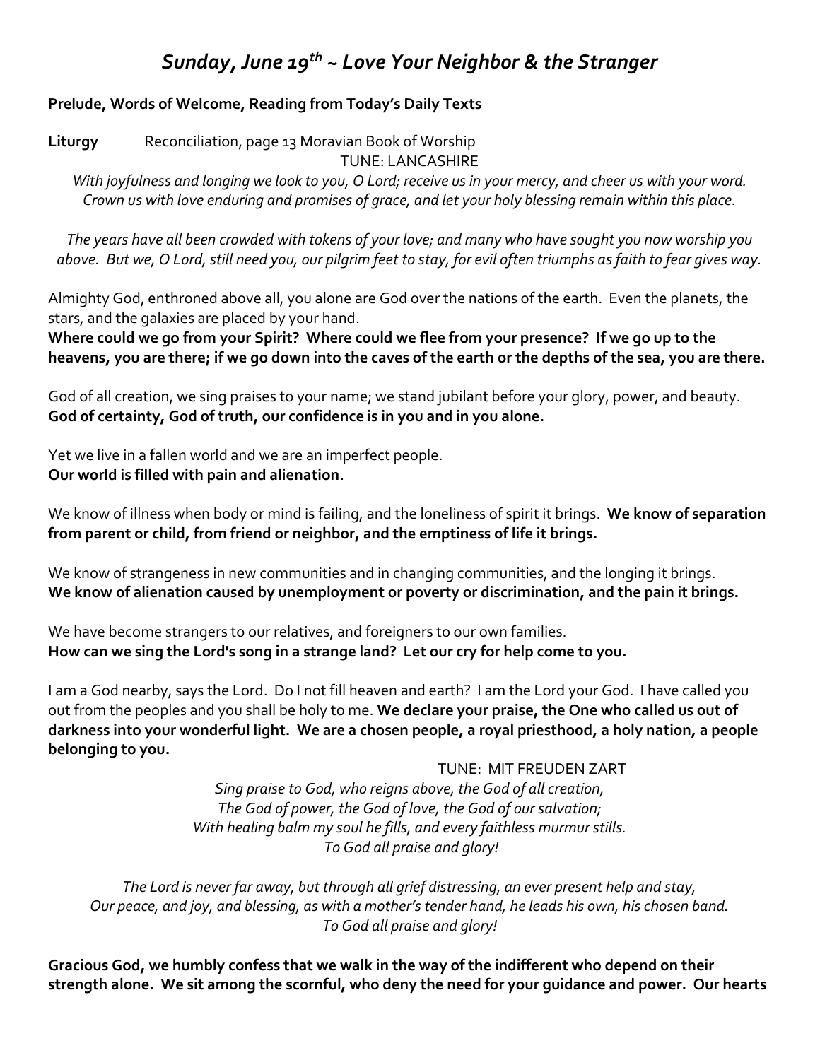# *Sunday, June 19th ~ Love Your Neighbor & the Stranger*

**Prelude, Words of Welcome, Reading from Today's Daily Texts**

**Liturgy** Reconciliation, page 13 Moravian Book of Worship

TUNE: LANCASHIRE

*With joyfulness and longing we look to you, O Lord; receive us in your mercy, and cheer us with your word. Crown us with love enduring and promises of grace, and let your holy blessing remain within this place.*

*The years have all been crowded with tokens of your love; and many who have sought you now worship you above. But we, O Lord, still need you, our pilgrim feet to stay, for evil often triumphs as faith to fear gives way.*

Almighty God, enthroned above all, you alone are God over the nations of the earth. Even the planets, the stars, and the galaxies are placed by your hand.
**Where could we go from your Spirit? Where could we flee from your presence? If we go up to the heavens, you are there; if we go down into the caves of the earth or the depths of the sea, you are there.**

God of all creation, we sing praises to your name; we stand jubilant before your glory, power, and beauty.
**God of certainty, God of truth, our confidence is in you and in you alone.**

Yet we live in a fallen world and we are an imperfect people.
**Our world is filled with pain and alienation.**

We know of illness when body or mind is failing, and the loneliness of spirit it brings. **We know of separation from parent or child, from friend or neighbor, and the emptiness of life it brings.**

We know of strangeness in new communities and in changing communities, and the longing it brings.
**We know of alienation caused by unemployment or poverty or discrimination, and the pain it brings.**

We have become strangers to our relatives, and foreigners to our own families.
**How can we sing the Lord's song in a strange land? Let our cry for help come to you.**

I am a God nearby, says the Lord. Do I not fill heaven and earth? I am the Lord your God. I have called you out from the peoples and you shall be holy to me. **We declare your praise, the One who called us out of darkness into your wonderful light. We are a chosen people, a royal priesthood, a holy nation, a people belonging to you.**

TUNE: MIT FREUDEN ZART

*Sing praise to God, who reigns above, the God of all creation,*
*The God of power, the God of love, the God of our salvation;*
*With healing balm my soul he fills, and every faithless murmur stills.*
*To God all praise and glory!*

*The Lord is never far away, but through all grief distressing, an ever present help and stay,*
*Our peace, and joy, and blessing, as with a mother's tender hand, he leads his own, his chosen band.*
*To God all praise and glory!*

**Gracious God, we humbly confess that we walk in the way of the indifferent who depend on their strength alone. We sit among the scornful, who deny the need for your guidance and power. Our hearts**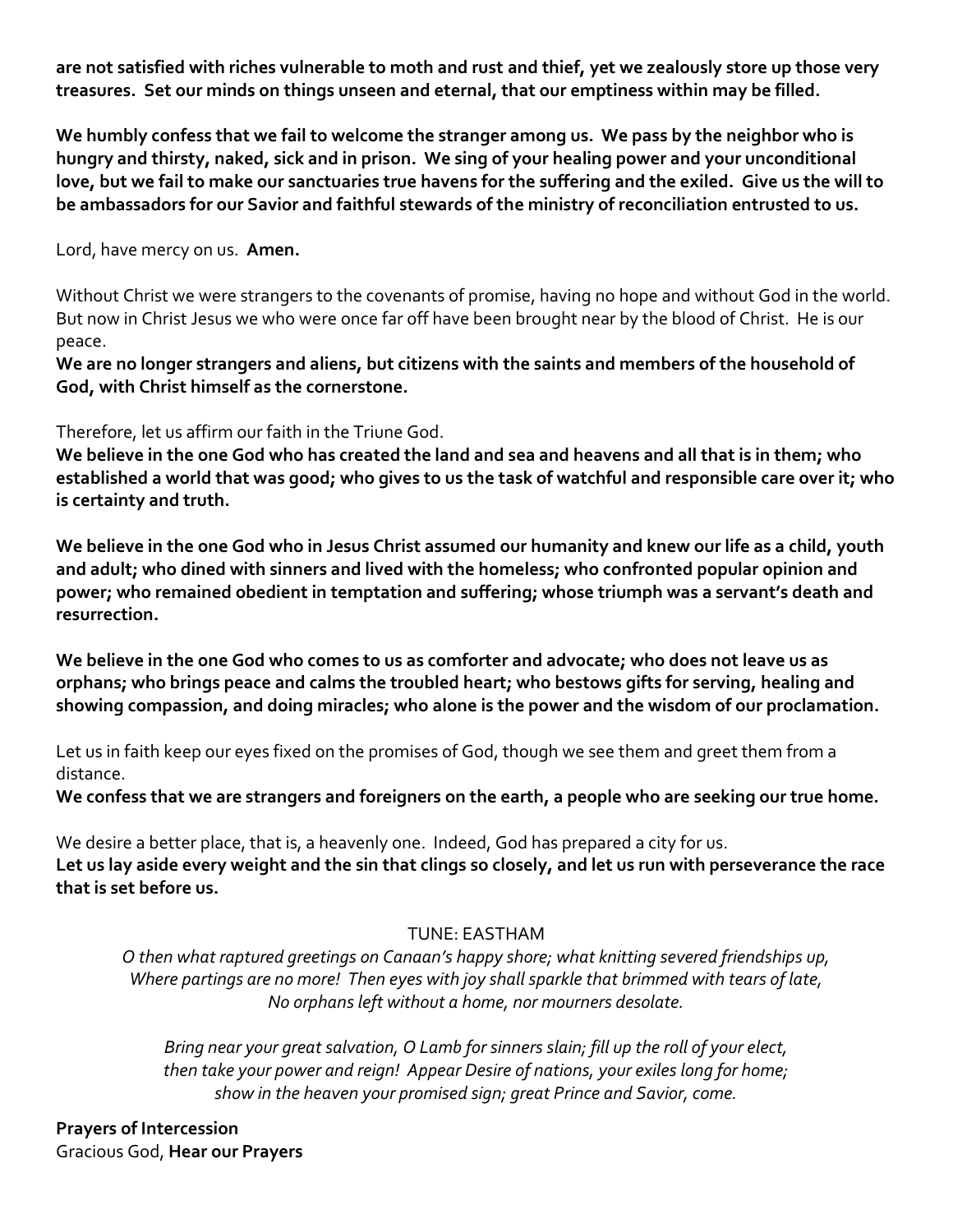**are not satisfied with riches vulnerable to moth and rust and thief, yet we zealously store up those very treasures. Set our minds on things unseen and eternal, that our emptiness within may be filled.**

**We humbly confess that we fail to welcome the stranger among us. We pass by the neighbor who is hungry and thirsty, naked, sick and in prison. We sing of your healing power and your unconditional love, but we fail to make our sanctuaries true havens for the suffering and the exiled. Give us the will to be ambassadors for our Savior and faithful stewards of the ministry of reconciliation entrusted to us.**

Lord, have mercy on us. **Amen.**

Without Christ we were strangers to the covenants of promise, having no hope and without God in the world. But now in Christ Jesus we who were once far off have been brought near by the blood of Christ. He is our peace.
**We are no longer strangers and aliens, but citizens with the saints and members of the household of God, with Christ himself as the cornerstone.**

Therefore, let us affirm our faith in the Triune God.
**We believe in the one God who has created the land and sea and heavens and all that is in them; who established a world that was good; who gives to us the task of watchful and responsible care over it; who is certainty and truth.**

**We believe in the one God who in Jesus Christ assumed our humanity and knew our life as a child, youth and adult; who dined with sinners and lived with the homeless; who confronted popular opinion and power; who remained obedient in temptation and suffering; whose triumph was a servant's death and resurrection.**

**We believe in the one God who comes to us as comforter and advocate; who does not leave us as orphans; who brings peace and calms the troubled heart; who bestows gifts for serving, healing and showing compassion, and doing miracles; who alone is the power and the wisdom of our proclamation.**

Let us in faith keep our eyes fixed on the promises of God, though we see them and greet them from a distance.
**We confess that we are strangers and foreigners on the earth, a people who are seeking our true home.**

We desire a better place, that is, a heavenly one. Indeed, God has prepared a city for us.
**Let us lay aside every weight and the sin that clings so closely, and let us run with perseverance the race that is set before us.**

TUNE: EASTHAM

*O then what raptured greetings on Canaan's happy shore; what knitting severed friendships up,*
*Where partings are no more! Then eyes with joy shall sparkle that brimmed with tears of late,*
*No orphans left without a home, nor mourners desolate.*

*Bring near your great salvation, O Lamb for sinners slain; fill up the roll of your elect,*
*then take your power and reign! Appear Desire of nations, your exiles long for home;*
*show in the heaven your promised sign; great Prince and Savior, come.*

**Prayers of Intercession**
Gracious God, **Hear our Prayers**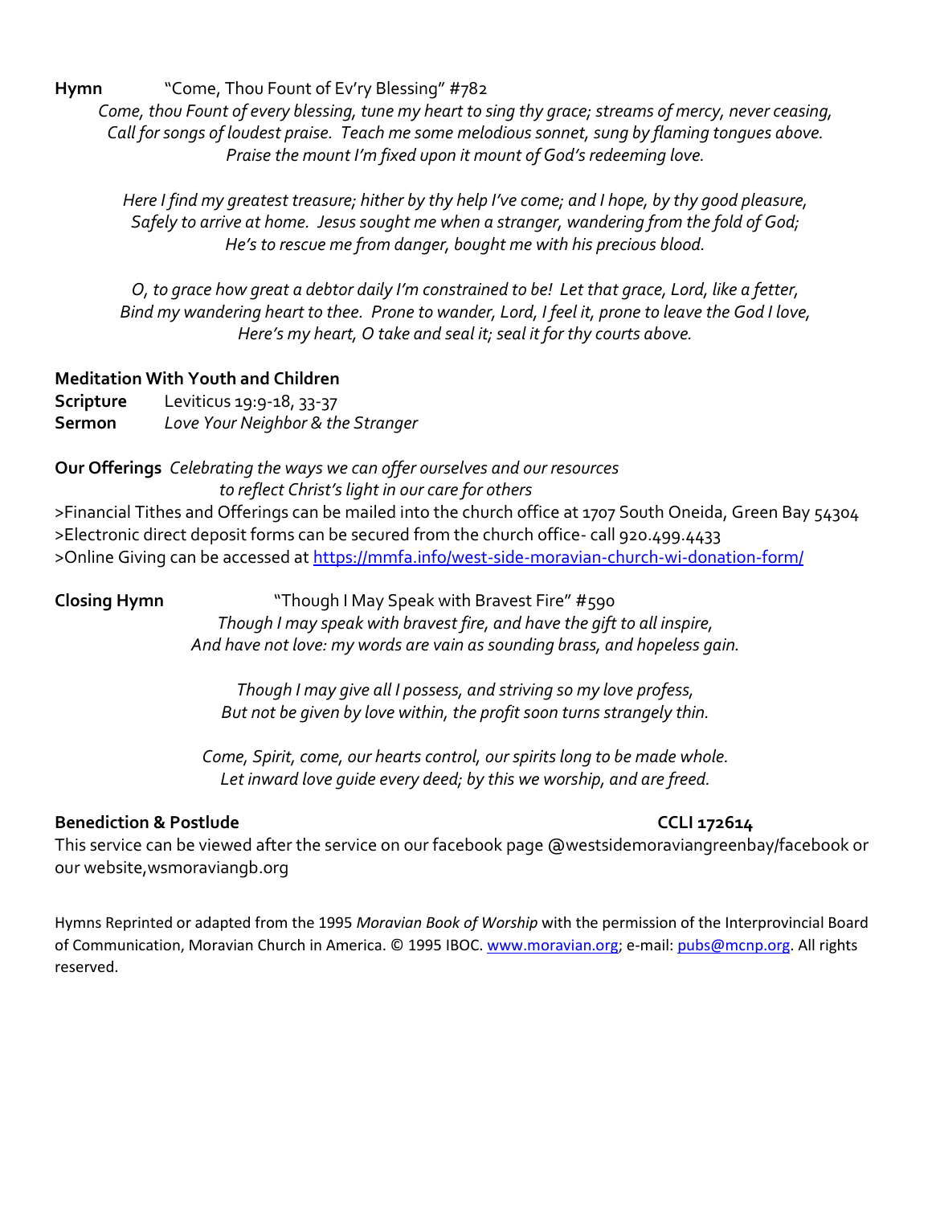**Hymn** "Come, Thou Fount of Ev'ry Blessing" #782

*Come, thou Fount of every blessing, tune my heart to sing thy grace; streams of mercy, never ceasing,*
*Call for songs of loudest praise. Teach me some melodious sonnet, sung by flaming tongues above.*
*Praise the mount I'm fixed upon it mount of God's redeeming love.*

*Here I find my greatest treasure; hither by thy help I've come; and I hope, by thy good pleasure,*
*Safely to arrive at home. Jesus sought me when a stranger, wandering from the fold of God;*
*He's to rescue me from danger, bought me with his precious blood.*

*O, to grace how great a debtor daily I'm constrained to be! Let that grace, Lord, like a fetter,*
*Bind my wandering heart to thee. Prone to wander, Lord, I feel it, prone to leave the God I love,*
*Here's my heart, O take and seal it; seal it for thy courts above.*

**Meditation With Youth and Children**

**Scripture** Leviticus 19:9-18, 33-37

**Sermon** *Love Your Neighbor & the Stranger*

**Our Offerings** *Celebrating the ways we can offer ourselves and our resources to reflect Christ's light in our care for others*

>Financial Tithes and Offerings can be mailed into the church office at 1707 South Oneida, Green Bay 54304
>Electronic direct deposit forms can be secured from the church office- call 920.499.4433
>Online Giving can be accessed at https://mmfa.info/west-side-moravian-church-wi-donation-form/

**Closing Hymn** "Though I May Speak with Bravest Fire" #590

*Though I may speak with bravest fire, and have the gift to all inspire,*
*And have not love: my words are vain as sounding brass, and hopeless gain.*

*Though I may give all I possess, and striving so my love profess,*
*But not be given by love within, the profit soon turns strangely thin.*

*Come, Spirit, come, our hearts control, our spirits long to be made whole.*
*Let inward love guide every deed; by this we worship, and are freed.*

**Benediction & Postlude** **CCLI 172614**

This service can be viewed after the service on our facebook page @westsidemoraviangreenbay/facebook or our website,wsmoraviangb.org

Hymns Reprinted or adapted from the 1995 *Moravian Book of Worship* with the permission of the Interprovincial Board of Communication, Moravian Church in America. © 1995 IBOC. www.moravian.org; e-mail: pubs@mcnp.org. All rights reserved.